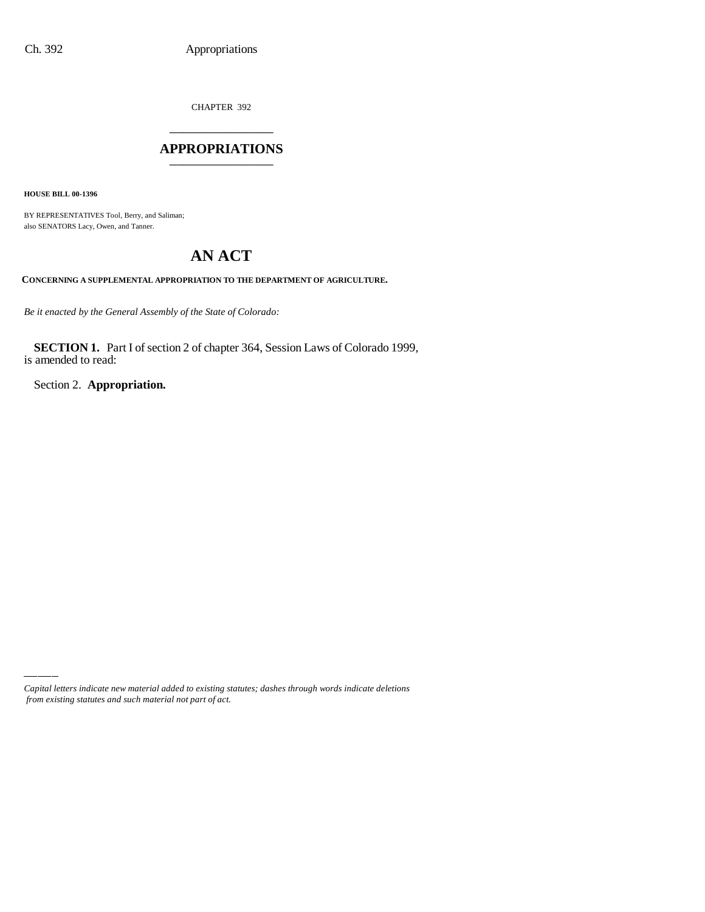CHAPTER 392

# APPROPRIATIONS

**HOUSE BILL 00-1396**

BY REPRESENTATIVES Tool, Berry, and Saliman;
also SENATORS Lacy, Owen, and Tanner.

# AN ACT

**CONCERNING A SUPPLEMENTAL APPROPRIATION TO THE DEPARTMENT OF AGRICULTURE.**

*Be it enacted by the General Assembly of the State of Colorado:*

**SECTION 1.** Part I of section 2 of chapter 364, Session Laws of Colorado 1999, is amended to read:

Section 2. **Appropriation.**

*Capital letters indicate new material added to existing statutes; dashes through words indicate deletions from existing statutes and such material not part of act.*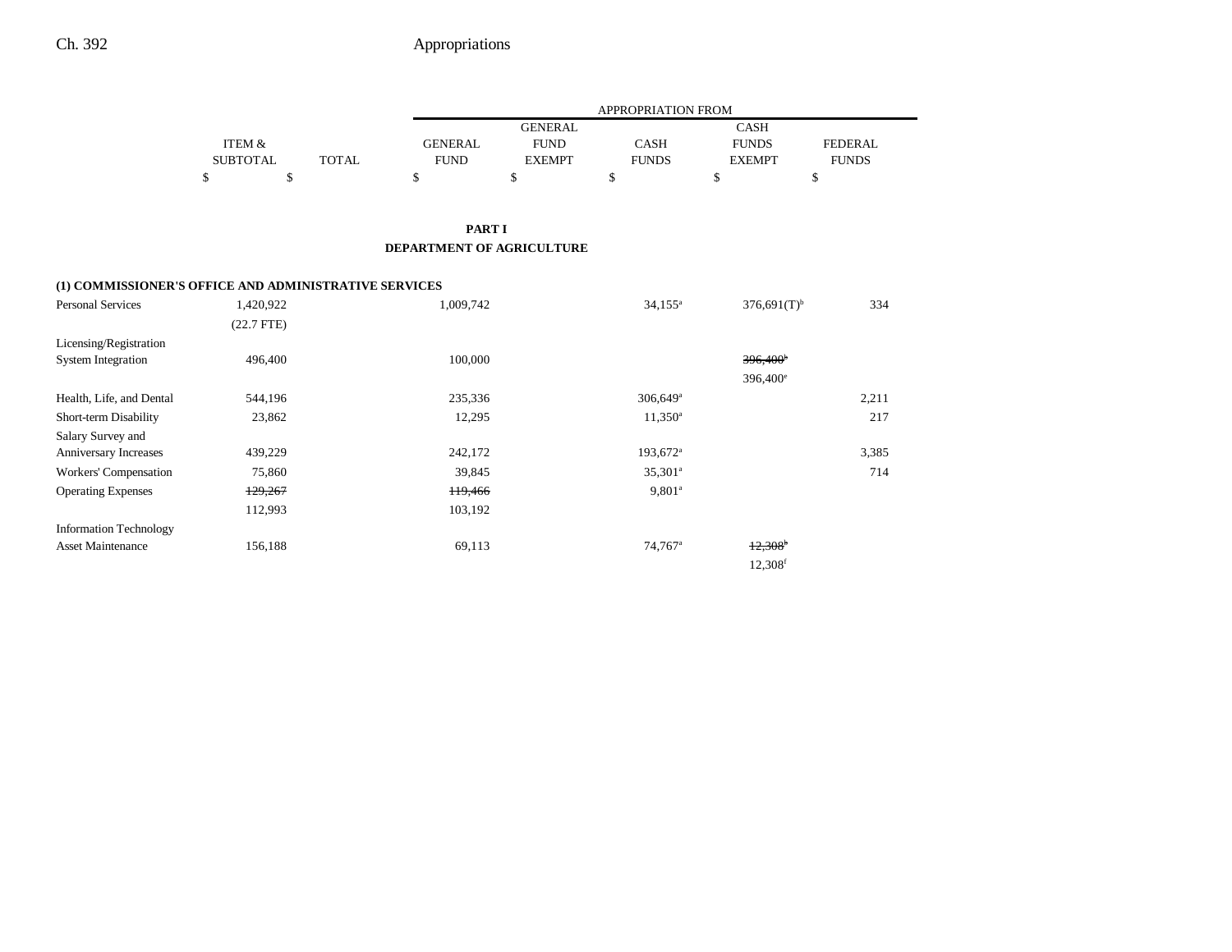| | ITEM & SUBTOTAL | TOTAL | APPROPRIATION FROM GENERAL FUND | GENERAL FUND EXEMPT | CASH FUNDS | CASH FUNDS EXEMPT | FEDERAL FUNDS |
|---|---|---|---|---|---|---|---|
| | $ | $ | $ | $ | $ | $ | $ |

## PART I
## DEPARTMENT OF AGRICULTURE

**(1) COMMISSIONER'S OFFICE AND ADMINISTRATIVE SERVICES**

| | ITEM & SUBTOTAL | TOTAL | GENERAL FUND | GENERAL FUND EXEMPT | CASH FUNDS | CASH FUNDS EXEMPT | FEDERAL FUNDS |
|---|---|---|---|---|---|---|---|
| Personal Services | 1,420,922 | | 1,009,742 | | 34,155[a] | 376,691(T)[b] | 334 |
| | (22.7 FTE) | | | | | | |
| Licensing/Registration System Integration | 496,400 | | 100,000 | | | ~~396,400[b]~~ 396,400[e] | |
| Health, Life, and Dental | 544,196 | | 235,336 | | 306,649[a] | | 2,211 |
| Short-term Disability | 23,862 | | 12,295 | | 11,350[a] | | 217 |
| Salary Survey and Anniversary Increases | 439,229 | | 242,172 | | 193,672[a] | | 3,385 |
| Workers' Compensation | 75,860 | | 39,845 | | 35,301[a] | | 714 |
| Operating Expenses | ~~129,267~~ 112,993 | | ~~119,466~~ 103,192 | | 9,801[a] | | |
| Information Technology Asset Maintenance | 156,188 | | 69,113 | | 74,767[a] | ~~12,308[b]~~ 12,308[f] | |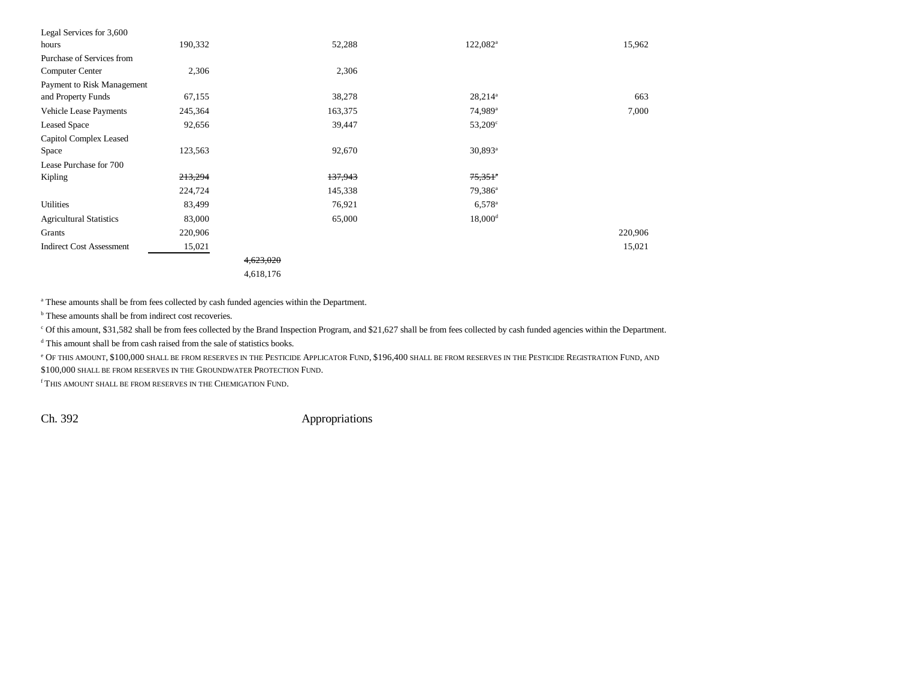| | | | | | |
|---|---|---|---|---|---|
| Legal Services for 3,600 hours | 190,332 | | 52,288 | 122,082[a] | 15,962 |
| Purchase of Services from Computer Center | 2,306 | | 2,306 | | |
| Payment to Risk Management and Property Funds | 67,155 | | 38,278 | 28,214[a] | 663 |
| Vehicle Lease Payments | 245,364 | | 163,375 | 74,989[a] | 7,000 |
| Leased Space | 92,656 | | 39,447 | 53,209[c] | |
| Capitol Complex Leased Space | 123,563 | | 92,670 | 30,893[a] | |
| Lease Purchase for 700 Kipling | ~~213,294~~ 224,724 | | ~~137,943~~ 145,338 | ~~75,351[a]~~ 79,386[a] | |
| Utilities | 83,499 | | 76,921 | 6,578[a] | |
| Agricultural Statistics | 83,000 | | 65,000 | 18,000[d] | |
| Grants | 220,906 | | | | 220,906 |
| Indirect Cost Assessment | 15,021 | | | | 15,021 |
| | | ~~4,623,020~~ 4,618,176 | | | |

[a] These amounts shall be from fees collected by cash funded agencies within the Department.

[b] These amounts shall be from indirect cost recoveries.

[c] Of this amount, $31,582 shall be from fees collected by the Brand Inspection Program, and $21,627 shall be from fees collected by cash funded agencies within the Department.

[d] This amount shall be from cash raised from the sale of statistics books.

[e] OF THIS AMOUNT, $100,000 SHALL BE FROM RESERVES IN THE PESTICIDE APPLICATOR FUND, $196,400 SHALL BE FROM RESERVES IN THE PESTICIDE REGISTRATION FUND, AND $100,000 SHALL BE FROM RESERVES IN THE GROUNDWATER PROTECTION FUND.

[f] THIS AMOUNT SHALL BE FROM RESERVES IN THE CHEMIGATION FUND.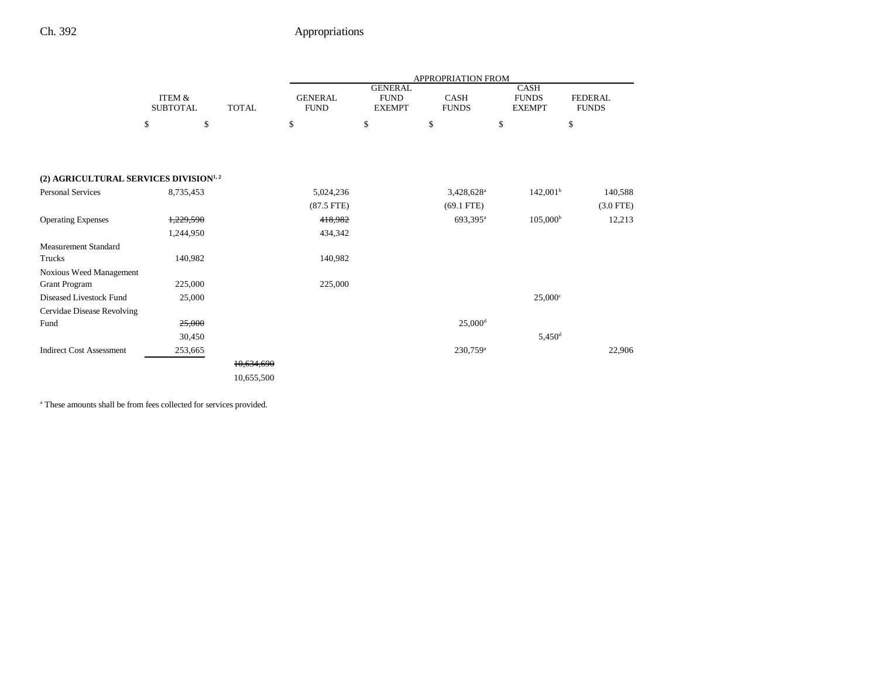| | ITEM & SUBTOTAL | TOTAL | APPROPRIATION FROM GENERAL FUND | GENERAL FUND EXEMPT | CASH FUNDS | CASH FUNDS EXEMPT | FEDERAL FUNDS |
|---|---|---|---|---|---|---|---|
| | $ | $ | $ | $ | $ | $ | $ |
| **(2) AGRICULTURAL SERVICES DIVISION[1, 2]** | | | | | | | |
| Personal Services | 8,735,453 | | 5,024,236 | | 3,428,628[a] | 142,001[b] | 140,588 |
| | | | (87.5 FTE) | | (69.1 FTE) | | (3.0 FTE) |
| Operating Expenses | ~~1,229,590~~ | | ~~418,982~~ | | 693,395[a] | 105,000[b] | 12,213 |
| | 1,244,950 | | 434,342 | | | | |
| Measurement Standard Trucks | 140,982 | | 140,982 | | | | |
| Noxious Weed Management Grant Program | 225,000 | | 225,000 | | | | |
| Diseased Livestock Fund | 25,000 | | | | | 25,000[c] | |
| Cervidae Disease Revolving Fund | ~~25,000~~ | | | | 25,000[d] | | |
| | 30,450 | | | | | 5,450[d] | |
| Indirect Cost Assessment | 253,665 | | | | 230,759[a] | | 22,906 |
| | | ~~10,634,690~~ | | | | | |
| | | 10,655,500 | | | | | |

[a] These amounts shall be from fees collected for services provided.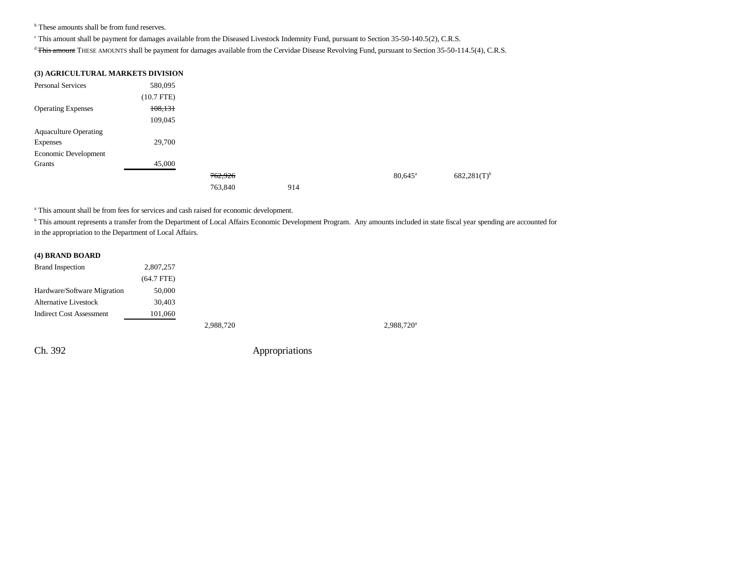[b] These amounts shall be from fund reserves.

[c] This amount shall be payment for damages available from the Diseased Livestock Indemnity Fund, pursuant to Section 35-50-140.5(2), C.R.S.

[d] ~~This amount~~ THESE AMOUNTS shall be payment for damages available from the Cervidae Disease Revolving Fund, pursuant to Section 35-50-114.5(4), C.R.S.

**(3) AGRICULTURAL MARKETS DIVISION**

| | | | | | | |
|---|---|---|---|---|---|---|
| Personal Services | 580,095 | | | | | |
| | (10.7 FTE) | | | | | |
| Operating Expenses | ~~108,131~~ | | | | | |
| | 109,045 | | | | | |
| Aquaculture Operating Expenses | 29,700 | | | | | |
| Economic Development Grants | 45,000 | | | | | |
| | | ~~762,926~~ | | | 80,645[a] | 682,281(T)[b] |
| | | 763,840 | 914 | | | |

[a] This amount shall be from fees for services and cash raised for economic development.

[b] This amount represents a transfer from the Department of Local Affairs Economic Development Program. Any amounts included in state fiscal year spending are accounted for in the appropriation to the Department of Local Affairs.

**(4) BRAND BOARD**

| | | | | | |
|---|---|---|---|---|---|
| Brand Inspection | 2,807,257 | | | | |
| | (64.7 FTE) | | | | |
| Hardware/Software Migration | 50,000 | | | | |
| Alternative Livestock | 30,403 | | | | |
| Indirect Cost Assessment | 101,060 | | | | |
| | | 2,988,720 | | | 2,988,720[a] |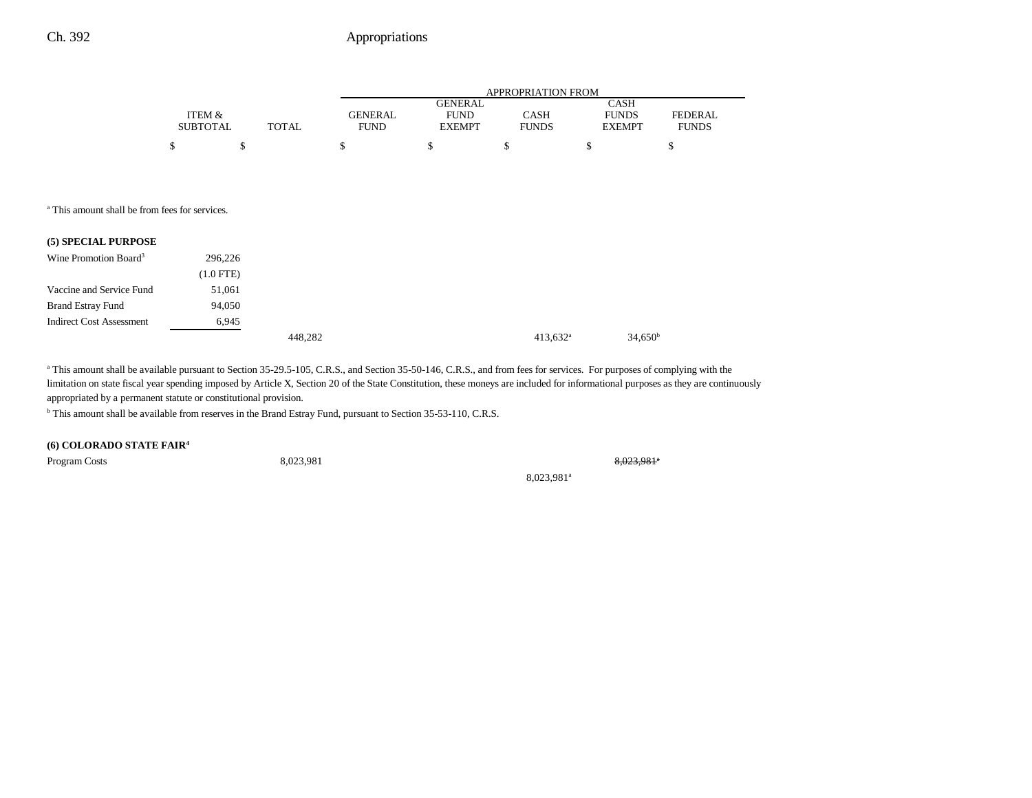| | ITEM & SUBTOTAL | TOTAL | APPROPRIATION FROM GENERAL FUND | GENERAL FUND EXEMPT | CASH FUNDS | CASH FUNDS EXEMPT | FEDERAL FUNDS |
|---|---|---|---|---|---|---|---|
| | $ | $ | $ | $ | $ | $ | $ |

[a] This amount shall be from fees for services.

**(5) SPECIAL PURPOSE**

| | ITEM & SUBTOTAL | TOTAL | GENERAL FUND | GENERAL FUND EXEMPT | CASH FUNDS | CASH FUNDS EXEMPT | FEDERAL FUNDS |
|---|---|---|---|---|---|---|---|
| Wine Promotion Board[3] | 296,226 | | | | | | |
| | (1.0 FTE) | | | | | | |
| Vaccine and Service Fund | 51,061 | | | | | | |
| Brand Estray Fund | 94,050 | | | | | | |
| Indirect Cost Assessment | 6,945 | | | | | | |
| | | 448,282 | | | 413,632[a] | 34,650[b] | |

[a] This amount shall be available pursuant to Section 35-29.5-105, C.R.S., and Section 35-50-146, C.R.S., and from fees for services. For purposes of complying with the limitation on state fiscal year spending imposed by Article X, Section 20 of the State Constitution, these moneys are included for informational purposes as they are continuously appropriated by a permanent statute or constitutional provision.

[b] This amount shall be available from reserves in the Brand Estray Fund, pursuant to Section 35-53-110, C.R.S.

**(6) COLORADO STATE FAIR[4]**

| | ITEM & SUBTOTAL | TOTAL | GENERAL FUND | GENERAL FUND EXEMPT | CASH FUNDS | CASH FUNDS EXEMPT | FEDERAL FUNDS |
|---|---|---|---|---|---|---|---|
| Program Costs | | 8,023,981 | | | | ~~8,023,981[a]~~ | |
| | | | | | 8,023,981[a] | | |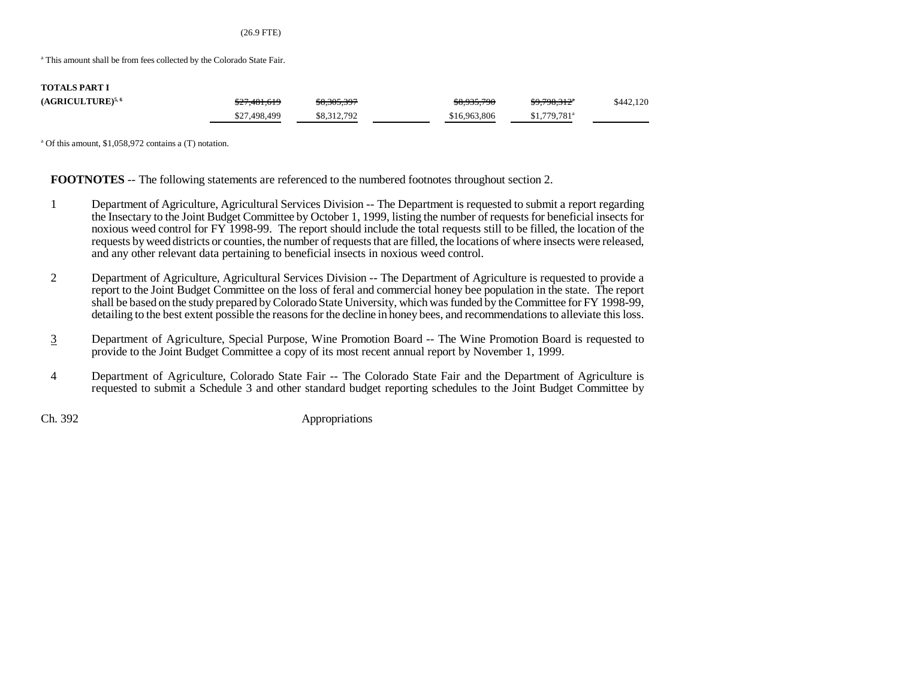(26.9 FTE)

[a] This amount shall be from fees collected by the Colorado State Fair.

| | | | | | | |
|---|---|---|---|---|---|---|
| **TOTALS PART I** | | | | | | |
| **(AGRICULTURE)[5, 6]** | ~~$27,481,619~~ | ~~$8,305,397~~ | | ~~$8,935,790~~ | ~~$9,798,312~~[a] | $442,120 |
| | $27,498,499 | $8,312,792 | | $16,963,806 | $1,779,781[a] | |

[a] Of this amount, $1,058,972 contains a (T) notation.

**FOOTNOTES** -- The following statements are referenced to the numbered footnotes throughout section 2.

1 Department of Agriculture, Agricultural Services Division -- The Department is requested to submit a report regarding the Insectary to the Joint Budget Committee by October 1, 1999, listing the number of requests for beneficial insects for noxious weed control for FY 1998-99. The report should include the total requests still to be filled, the location of the requests by weed districts or counties, the number of requests that are filled, the locations of where insects were released, and any other relevant data pertaining to beneficial insects in noxious weed control.

2 Department of Agriculture, Agricultural Services Division -- The Department of Agriculture is requested to provide a report to the Joint Budget Committee on the loss of feral and commercial honey bee population in the state. The report shall be based on the study prepared by Colorado State University, which was funded by the Committee for FY 1998-99, detailing to the best extent possible the reasons for the decline in honey bees, and recommendations to alleviate this loss.

3 Department of Agriculture, Special Purpose, Wine Promotion Board -- The Wine Promotion Board is requested to provide to the Joint Budget Committee a copy of its most recent annual report by November 1, 1999.

4 Department of Agriculture, Colorado State Fair -- The Colorado State Fair and the Department of Agriculture is requested to submit a Schedule 3 and other standard budget reporting schedules to the Joint Budget Committee by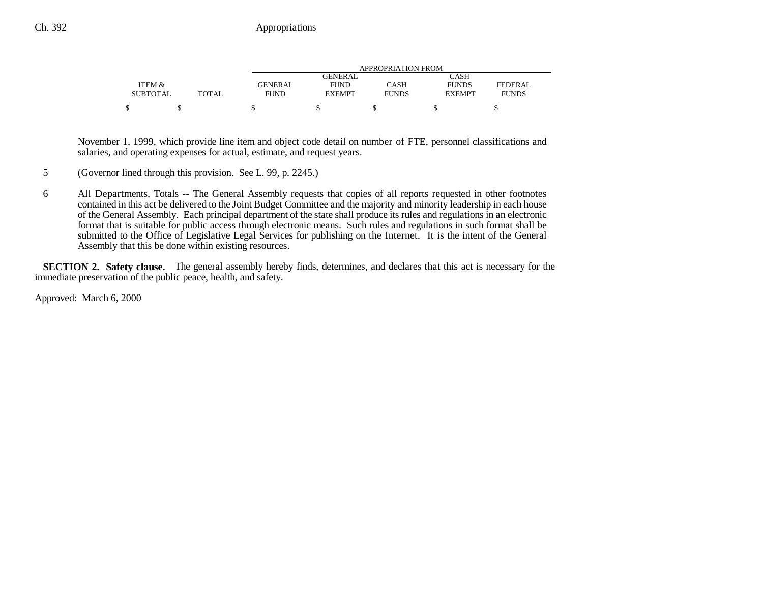| ITEM & SUBTOTAL | TOTAL | GENERAL FUND | GENERAL FUND EXEMPT | CASH FUNDS | CASH FUNDS EXEMPT | FEDERAL FUNDS |
|---|---|---|---|---|---|---|
| | | APPROPRIATION FROM | | | | |
| $ | $ | $ | $ | $ | $ | $ |

November 1, 1999, which provide line item and object code detail on number of FTE, personnel classifications and salaries, and operating expenses for actual, estimate, and request years.

5 (Governor lined through this provision. See L. 99, p. 2245.)

6 All Departments, Totals -- The General Assembly requests that copies of all reports requested in other footnotes contained in this act be delivered to the Joint Budget Committee and the majority and minority leadership in each house of the General Assembly. Each principal department of the state shall produce its rules and regulations in an electronic format that is suitable for public access through electronic means. Such rules and regulations in such format shall be submitted to the Office of Legislative Legal Services for publishing on the Internet. It is the intent of the General Assembly that this be done within existing resources.

**SECTION 2. Safety clause.** The general assembly hereby finds, determines, and declares that this act is necessary for the immediate preservation of the public peace, health, and safety.

Approved: March 6, 2000